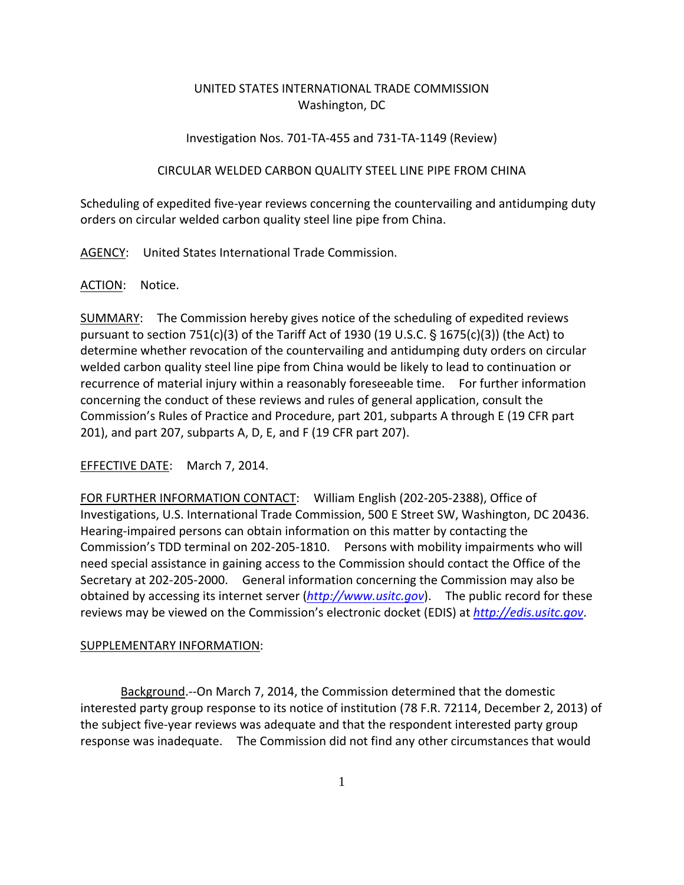UNITED STATES INTERNATIONAL TRADE COMMISSION
Washington, DC

Investigation Nos. 701-TA-455 and 731-TA-1149 (Review)

CIRCULAR WELDED CARBON QUALITY STEEL LINE PIPE FROM CHINA

Scheduling of expedited five-year reviews concerning the countervailing and antidumping duty orders on circular welded carbon quality steel line pipe from China.

AGENCY: United States International Trade Commission.

ACTION: Notice.

SUMMARY: The Commission hereby gives notice of the scheduling of expedited reviews pursuant to section 751(c)(3) of the Tariff Act of 1930 (19 U.S.C. § 1675(c)(3)) (the Act) to determine whether revocation of the countervailing and antidumping duty orders on circular welded carbon quality steel line pipe from China would be likely to lead to continuation or recurrence of material injury within a reasonably foreseeable time. For further information concerning the conduct of these reviews and rules of general application, consult the Commission's Rules of Practice and Procedure, part 201, subparts A through E (19 CFR part 201), and part 207, subparts A, D, E, and F (19 CFR part 207).

EFFECTIVE DATE: March 7, 2014.

FOR FURTHER INFORMATION CONTACT: William English (202-205-2388), Office of Investigations, U.S. International Trade Commission, 500 E Street SW, Washington, DC 20436. Hearing-impaired persons can obtain information on this matter by contacting the Commission's TDD terminal on 202-205-1810. Persons with mobility impairments who will need special assistance in gaining access to the Commission should contact the Office of the Secretary at 202-205-2000. General information concerning the Commission may also be obtained by accessing its internet server (*http://www.usitc.gov*). The public record for these reviews may be viewed on the Commission's electronic docket (EDIS) at *http://edis.usitc.gov*.

SUPPLEMENTARY INFORMATION:

Background.--On March 7, 2014, the Commission determined that the domestic interested party group response to its notice of institution (78 F.R. 72114, December 2, 2013) of the subject five-year reviews was adequate and that the respondent interested party group response was inadequate. The Commission did not find any other circumstances that would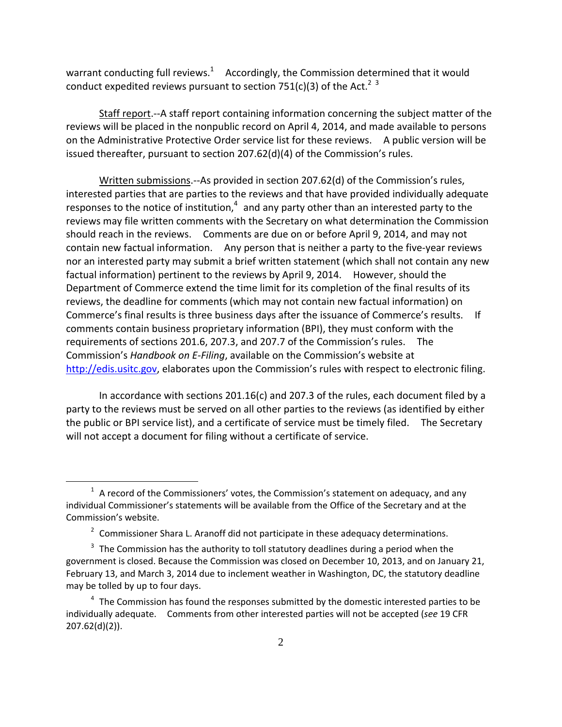warrant conducting full reviews.[1] Accordingly, the Commission determined that it would conduct expedited reviews pursuant to section 751(c)(3) of the Act.[2] [3]

Staff report.--A staff report containing information concerning the subject matter of the reviews will be placed in the nonpublic record on April 4, 2014, and made available to persons on the Administrative Protective Order service list for these reviews. A public version will be issued thereafter, pursuant to section 207.62(d)(4) of the Commission's rules.

Written submissions.--As provided in section 207.62(d) of the Commission's rules, interested parties that are parties to the reviews and that have provided individually adequate responses to the notice of institution,[4] and any party other than an interested party to the reviews may file written comments with the Secretary on what determination the Commission should reach in the reviews. Comments are due on or before April 9, 2014, and may not contain new factual information. Any person that is neither a party to the five-year reviews nor an interested party may submit a brief written statement (which shall not contain any new factual information) pertinent to the reviews by April 9, 2014. However, should the Department of Commerce extend the time limit for its completion of the final results of its reviews, the deadline for comments (which may not contain new factual information) on Commerce's final results is three business days after the issuance of Commerce's results. If comments contain business proprietary information (BPI), they must conform with the requirements of sections 201.6, 207.3, and 207.7 of the Commission's rules. The Commission's *Handbook on E-Filing*, available on the Commission's website at http://edis.usitc.gov, elaborates upon the Commission's rules with respect to electronic filing.

In accordance with sections 201.16(c) and 207.3 of the rules, each document filed by a party to the reviews must be served on all other parties to the reviews (as identified by either the public or BPI service list), and a certificate of service must be timely filed. The Secretary will not accept a document for filing without a certificate of service.

---

[1] A record of the Commissioners' votes, the Commission's statement on adequacy, and any individual Commissioner's statements will be available from the Office of the Secretary and at the Commission's website.

[2] Commissioner Shara L. Aranoff did not participate in these adequacy determinations.

[3] The Commission has the authority to toll statutory deadlines during a period when the government is closed. Because the Commission was closed on December 10, 2013, and on January 21, February 13, and March 3, 2014 due to inclement weather in Washington, DC, the statutory deadline may be tolled by up to four days.

[4] The Commission has found the responses submitted by the domestic interested parties to be individually adequate. Comments from other interested parties will not be accepted (*see* 19 CFR 207.62(d)(2)).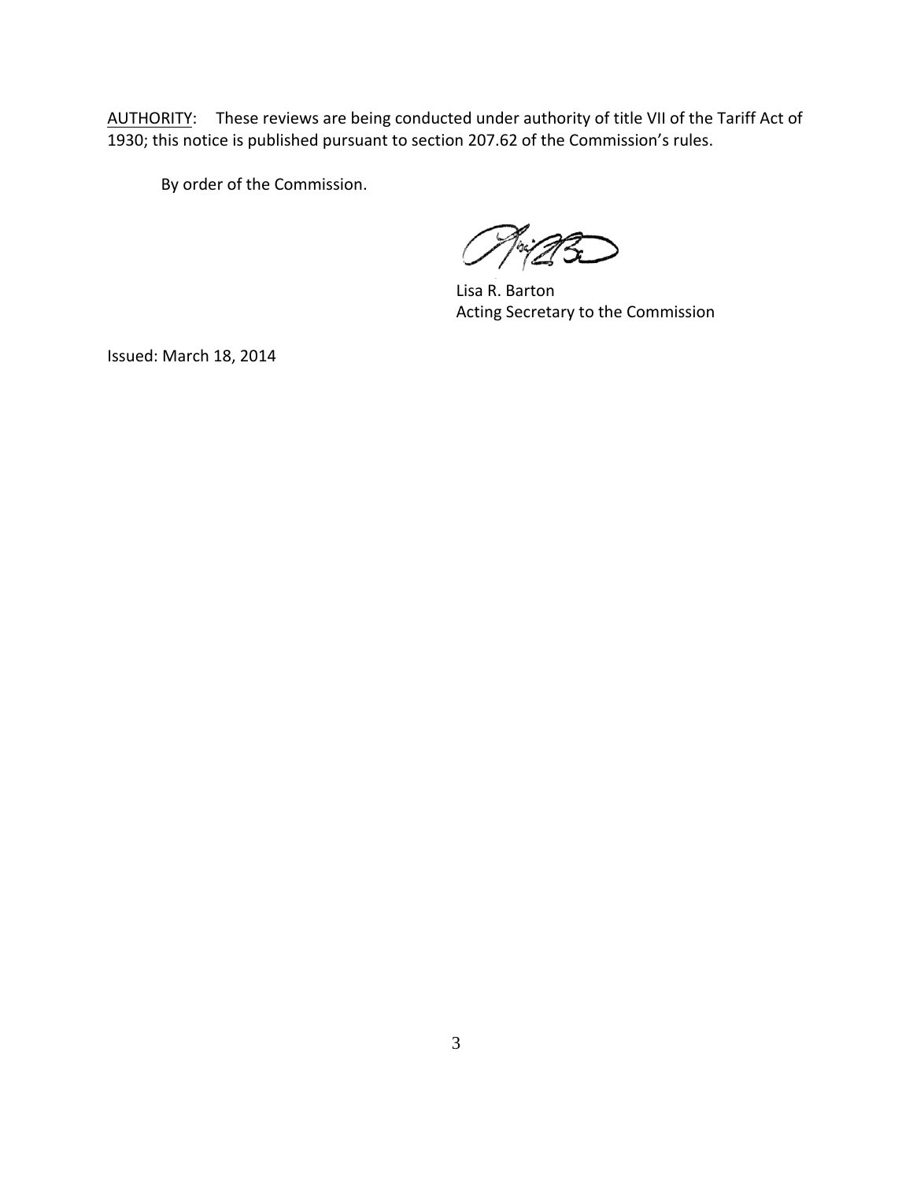<u>AUTHORITY</u>: These reviews are being conducted under authority of title VII of the Tariff Act of 1930; this notice is published pursuant to section 207.62 of the Commission's rules.

By order of the Commission.

Lisa R. Barton
Acting Secretary to the Commission

Issued: March 18, 2014